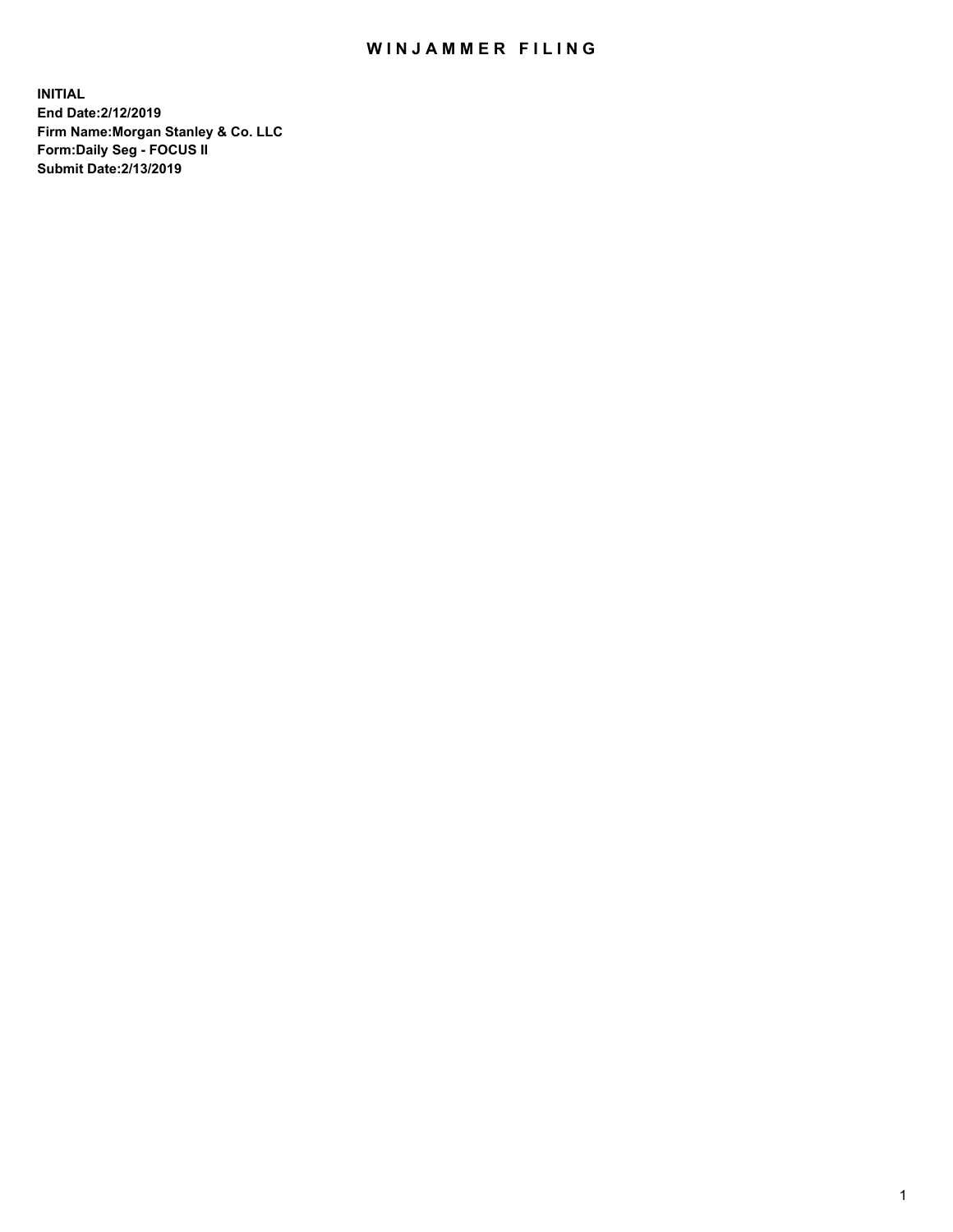# WINJAMMER FILING

**INITIAL**
**End Date:2/12/2019**
**Firm Name:Morgan Stanley & Co. LLC**
**Form:Daily Seg - FOCUS II**
**Submit Date:2/13/2019**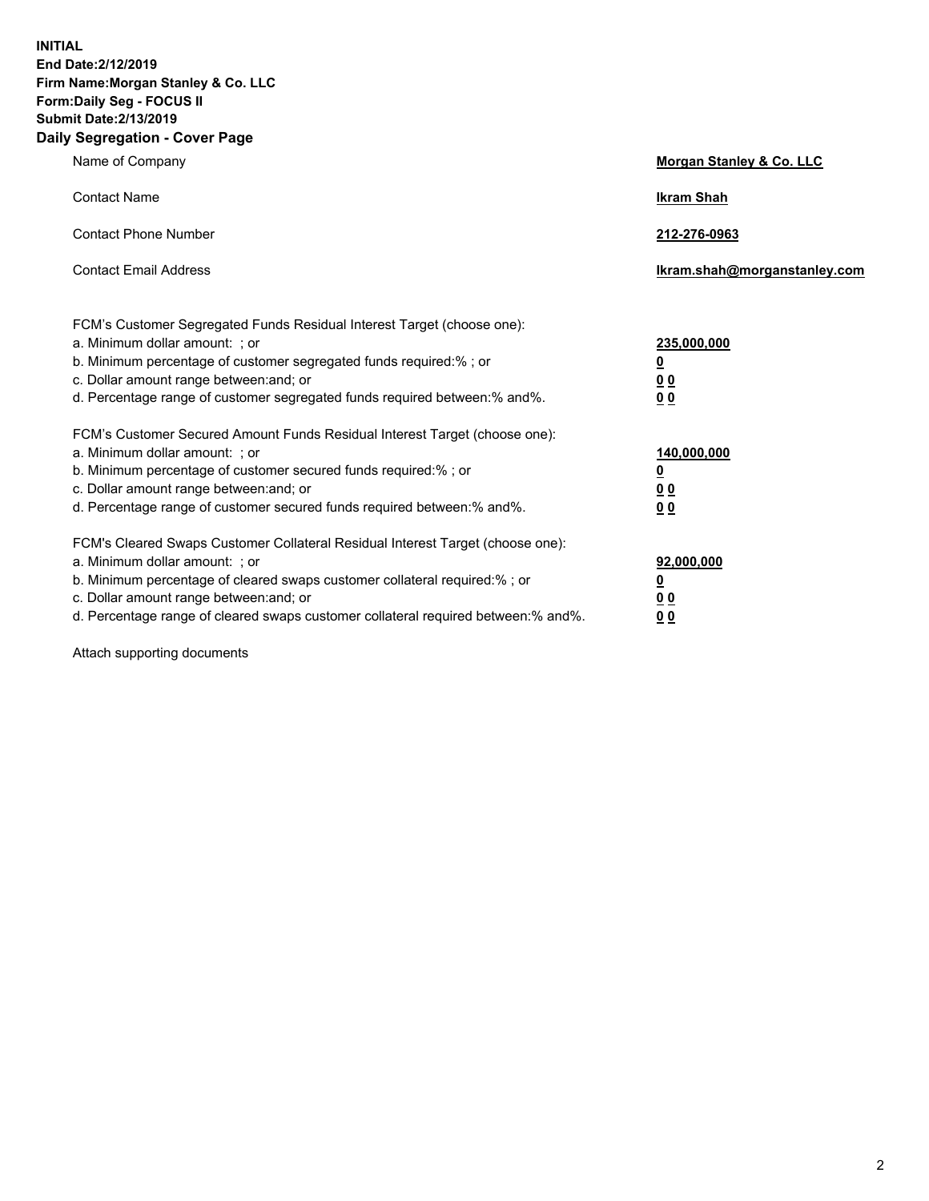**INITIAL**
**End Date:2/12/2019**
**Firm Name:Morgan Stanley & Co. LLC**
**Form:Daily Seg - FOCUS II**
**Submit Date:2/13/2019**

## Daily Segregation - Cover Page

| | |
|---|---|
| Name of Company | **Morgan Stanley & Co. LLC** |
| Contact Name | **Ikram Shah** |
| Contact Phone Number | **212-276-0963** |
| Contact Email Address | **Ikram.shah@morganstanley.com** |

| | |
|---|---|
| FCM's Customer Segregated Funds Residual Interest Target (choose one): | |
| a. Minimum dollar amount: ; or | **235,000,000** |
| b. Minimum percentage of customer segregated funds required:% ; or | **0** |
| c. Dollar amount range between:and; or | **0 0** |
| d. Percentage range of customer segregated funds required between:% and%. | **0 0** |
| FCM's Customer Secured Amount Funds Residual Interest Target (choose one): | |
| a. Minimum dollar amount: ; or | **140,000,000** |
| b. Minimum percentage of customer secured funds required:% ; or | **0** |
| c. Dollar amount range between:and; or | **0 0** |
| d. Percentage range of customer secured funds required between:% and%. | **0 0** |
| FCM's Cleared Swaps Customer Collateral Residual Interest Target (choose one): | |
| a. Minimum dollar amount: ; or | **92,000,000** |
| b. Minimum percentage of cleared swaps customer collateral required:% ; or | **0** |
| c. Dollar amount range between:and; or | **0 0** |
| d. Percentage range of cleared swaps customer collateral required between:% and%. | **0 0** |

Attach supporting documents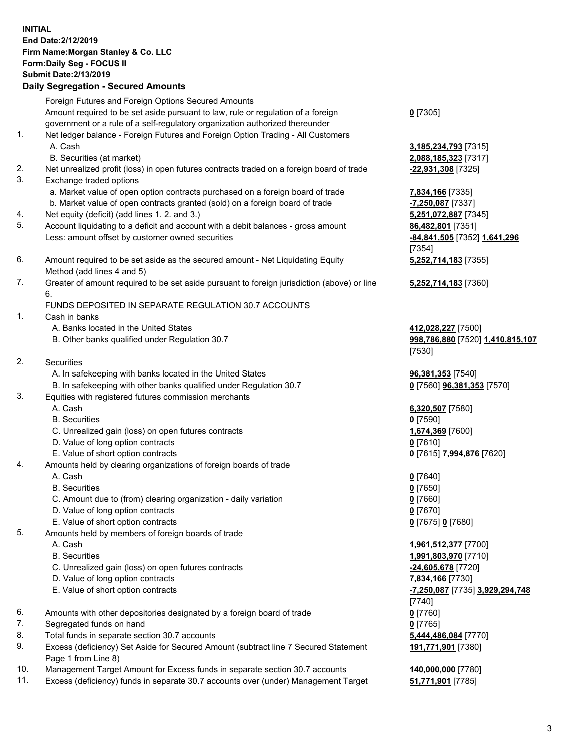**INITIAL**
**End Date:2/12/2019**
**Firm Name:Morgan Stanley & Co. LLC**
**Form:Daily Seg - FOCUS II**
**Submit Date:2/13/2019**
**Daily Segregation - Secured Amounts**

| | | |
|---|---|---|
| | Foreign Futures and Foreign Options Secured Amounts | |
| | Amount required to be set aside pursuant to law, rule or regulation of a foreign government or a rule of a self-regulatory organization authorized thereunder | **0** [7305] |
| 1. | Net ledger balance - Foreign Futures and Foreign Option Trading - All Customers | |
| | A. Cash | **3,185,234,793** [7315] |
| | B. Securities (at market) | **2,088,185,323** [7317] |
| 2. | Net unrealized profit (loss) in open futures contracts traded on a foreign board of trade | **-22,931,308** [7325] |
| 3. | Exchange traded options | |
| | a. Market value of open option contracts purchased on a foreign board of trade | **7,834,166** [7335] |
| | b. Market value of open contracts granted (sold) on a foreign board of trade | **-7,250,087** [7337] |
| 4. | Net equity (deficit) (add lines 1. 2. and 3.) | **5,251,072,887** [7345] |
| 5. | Account liquidating to a deficit and account with a debit balances - gross amount | **86,482,801** [7351] |
| | Less: amount offset by customer owned securities | **-84,841,505** [7352] **1,641,296** [7354] |
| 6. | Amount required to be set aside as the secured amount - Net Liquidating Equity Method (add lines 4 and 5) | **5,252,714,183** [7355] |
| 7. | Greater of amount required to be set aside pursuant to foreign jurisdiction (above) or line 6. | **5,252,714,183** [7360] |
| | FUNDS DEPOSITED IN SEPARATE REGULATION 30.7 ACCOUNTS | |
| 1. | Cash in banks | |
| | A. Banks located in the United States | **412,028,227** [7500] |
| | B. Other banks qualified under Regulation 30.7 | **998,786,880** [7520] **1,410,815,107** [7530] |
| 2. | Securities | |
| | A. In safekeeping with banks located in the United States | **96,381,353** [7540] |
| | B. In safekeeping with other banks qualified under Regulation 30.7 | **0** [7560] **96,381,353** [7570] |
| 3. | Equities with registered futures commission merchants | |
| | A. Cash | **6,320,507** [7580] |
| | B. Securities | **0** [7590] |
| | C. Unrealized gain (loss) on open futures contracts | **1,674,369** [7600] |
| | D. Value of long option contracts | **0** [7610] |
| | E. Value of short option contracts | **0** [7615] **7,994,876** [7620] |
| 4. | Amounts held by clearing organizations of foreign boards of trade | |
| | A. Cash | **0** [7640] |
| | B. Securities | **0** [7650] |
| | C. Amount due to (from) clearing organization - daily variation | **0** [7660] |
| | D. Value of long option contracts | **0** [7670] |
| | E. Value of short option contracts | **0** [7675] **0** [7680] |
| 5. | Amounts held by members of foreign boards of trade | |
| | A. Cash | **1,961,512,377** [7700] |
| | B. Securities | **1,991,803,970** [7710] |
| | C. Unrealized gain (loss) on open futures contracts | **-24,605,678** [7720] |
| | D. Value of long option contracts | **7,834,166** [7730] |
| | E. Value of short option contracts | **-7,250,087** [7735] **3,929,294,748** [7740] |
| 6. | Amounts with other depositories designated by a foreign board of trade | **0** [7760] |
| 7. | Segregated funds on hand | **0** [7765] |
| 8. | Total funds in separate section 30.7 accounts | **5,444,486,084** [7770] |
| 9. | Excess (deficiency) Set Aside for Secured Amount (subtract line 7 Secured Statement Page 1 from Line 8) | **191,771,901** [7380] |
| 10. | Management Target Amount for Excess funds in separate section 30.7 accounts | **140,000,000** [7780] |
| 11. | Excess (deficiency) funds in separate 30.7 accounts over (under) Management Target | **51,771,901** [7785] |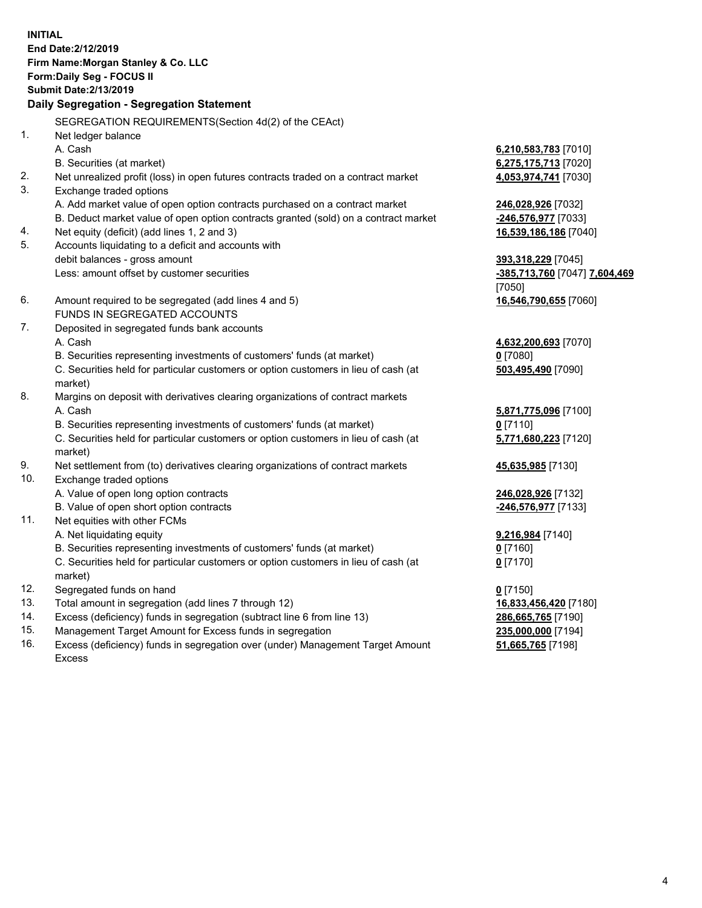**INITIAL**
**End Date:2/12/2019**
**Firm Name:Morgan Stanley & Co. LLC**
**Form:Daily Seg - FOCUS II**
**Submit Date:2/13/2019**

### Daily Segregation - Segregation Statement

SEGREGATION REQUIREMENTS(Section 4d(2) of the CEAct)

| | | |
|---|---|---|
| 1. | Net ledger balance | |
| | A. Cash | **6,210,583,783** [7010] |
| | B. Securities (at market) | **6,275,175,713** [7020] |
| 2. | Net unrealized profit (loss) in open futures contracts traded on a contract market | **4,053,974,741** [7030] |
| 3. | Exchange traded options | |
| | A. Add market value of open option contracts purchased on a contract market | **246,028,926** [7032] |
| | B. Deduct market value of open option contracts granted (sold) on a contract market | **-246,576,977** [7033] |
| 4. | Net equity (deficit) (add lines 1, 2 and 3) | **16,539,186,186** [7040] |
| 5. | Accounts liquidating to a deficit and accounts with debit balances - gross amount | **393,318,229** [7045] |
| | Less: amount offset by customer securities | **-385,713,760** [7047] **7,604,469** [7050] |
| 6. | Amount required to be segregated (add lines 4 and 5) | **16,546,790,655** [7060] |
| | FUNDS IN SEGREGATED ACCOUNTS | |
| 7. | Deposited in segregated funds bank accounts | |
| | A. Cash | **4,632,200,693** [7070] |
| | B. Securities representing investments of customers' funds (at market) | **0** [7080] |
| | C. Securities held for particular customers or option customers in lieu of cash (at market) | **503,495,490** [7090] |
| 8. | Margins on deposit with derivatives clearing organizations of contract markets | |
| | A. Cash | **5,871,775,096** [7100] |
| | B. Securities representing investments of customers' funds (at market) | **0** [7110] |
| | C. Securities held for particular customers or option customers in lieu of cash (at market) | **5,771,680,223** [7120] |
| 9. | Net settlement from (to) derivatives clearing organizations of contract markets | **45,635,985** [7130] |
| 10. | Exchange traded options | |
| | A. Value of open long option contracts | **246,028,926** [7132] |
| | B. Value of open short option contracts | **-246,576,977** [7133] |
| 11. | Net equities with other FCMs | |
| | A. Net liquidating equity | **9,216,984** [7140] |
| | B. Securities representing investments of customers' funds (at market) | **0** [7160] |
| | C. Securities held for particular customers or option customers in lieu of cash (at market) | **0** [7170] |
| 12. | Segregated funds on hand | **0** [7150] |
| 13. | Total amount in segregation (add lines 7 through 12) | **16,833,456,420** [7180] |
| 14. | Excess (deficiency) funds in segregation (subtract line 6 from line 13) | **286,665,765** [7190] |
| 15. | Management Target Amount for Excess funds in segregation | **235,000,000** [7194] |
| 16. | Excess (deficiency) funds in segregation over (under) Management Target Amount Excess | **51,665,765** [7198] |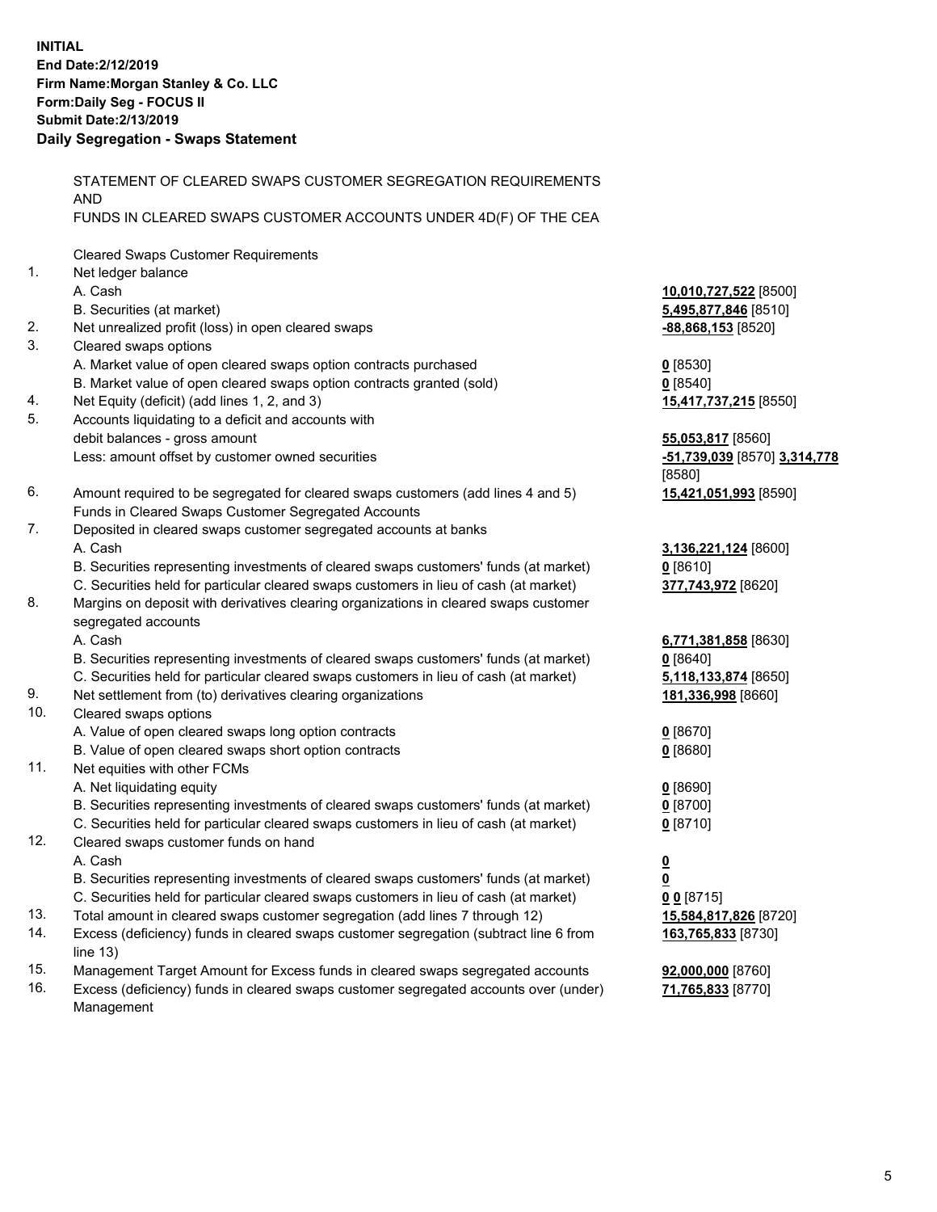**INITIAL**
**End Date:2/12/2019**
**Firm Name:Morgan Stanley & Co. LLC**
**Form:Daily Seg - FOCUS II**
**Submit Date:2/13/2019**
**Daily Segregation - Swaps Statement**

STATEMENT OF CLEARED SWAPS CUSTOMER SEGREGATION REQUIREMENTS AND FUNDS IN CLEARED SWAPS CUSTOMER ACCOUNTS UNDER 4D(F) OF THE CEA

| | | |
|---|---|---|
| | Cleared Swaps Customer Requirements | |
| 1. | Net ledger balance | |
| | A. Cash | **10,010,727,522** [8500] |
| | B. Securities (at market) | **5,495,877,846** [8510] |
| 2. | Net unrealized profit (loss) in open cleared swaps | **-88,868,153** [8520] |
| 3. | Cleared swaps options | |
| | A. Market value of open cleared swaps option contracts purchased | **0** [8530] |
| | B. Market value of open cleared swaps option contracts granted (sold) | **0** [8540] |
| 4. | Net Equity (deficit) (add lines 1, 2, and 3) | **15,417,737,215** [8550] |
| 5. | Accounts liquidating to a deficit and accounts with debit balances - gross amount | **55,053,817** [8560] |
| | Less: amount offset by customer owned securities | **-51,739,039** [8570] **3,314,778** [8580] |
| 6. | Amount required to be segregated for cleared swaps customers (add lines 4 and 5) | **15,421,051,993** [8590] |
| | Funds in Cleared Swaps Customer Segregated Accounts | |
| 7. | Deposited in cleared swaps customer segregated accounts at banks | |
| | A. Cash | **3,136,221,124** [8600] |
| | B. Securities representing investments of cleared swaps customers' funds (at market) | **0** [8610] |
| | C. Securities held for particular cleared swaps customers in lieu of cash (at market) | **377,743,972** [8620] |
| 8. | Margins on deposit with derivatives clearing organizations in cleared swaps customer segregated accounts | |
| | A. Cash | **6,771,381,858** [8630] |
| | B. Securities representing investments of cleared swaps customers' funds (at market) | **0** [8640] |
| | C. Securities held for particular cleared swaps customers in lieu of cash (at market) | **5,118,133,874** [8650] |
| 9. | Net settlement from (to) derivatives clearing organizations | **181,336,998** [8660] |
| 10. | Cleared swaps options | |
| | A. Value of open cleared swaps long option contracts | **0** [8670] |
| | B. Value of open cleared swaps short option contracts | **0** [8680] |
| 11. | Net equities with other FCMs | |
| | A. Net liquidating equity | **0** [8690] |
| | B. Securities representing investments of cleared swaps customers' funds (at market) | **0** [8700] |
| | C. Securities held for particular cleared swaps customers in lieu of cash (at market) | **0** [8710] |
| 12. | Cleared swaps customer funds on hand | |
| | A. Cash | **0** |
| | B. Securities representing investments of cleared swaps customers' funds (at market) | **0** |
| | C. Securities held for particular cleared swaps customers in lieu of cash (at market) | **0** **0** [8715] |
| 13. | Total amount in cleared swaps customer segregation (add lines 7 through 12) | **15,584,817,826** [8720] |
| 14. | Excess (deficiency) funds in cleared swaps customer segregation (subtract line 6 from line 13) | **163,765,833** [8730] |
| 15. | Management Target Amount for Excess funds in cleared swaps segregated accounts | **92,000,000** [8760] |
| 16. | Excess (deficiency) funds in cleared swaps customer segregated accounts over (under) Management | **71,765,833** [8770] |